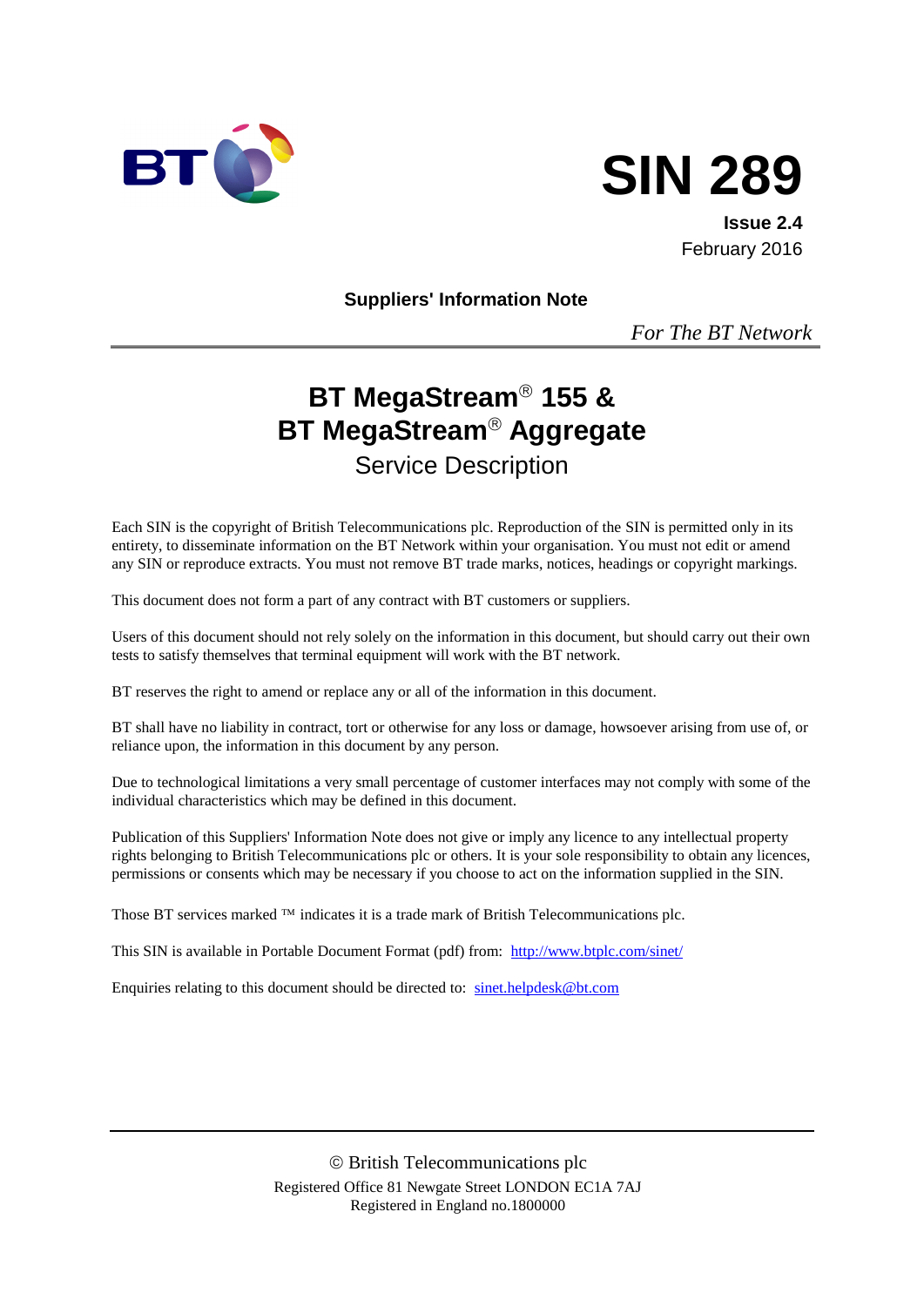# SIN 289

**Issue 2.4**
February 2016

**Suppliers' Information Note**

*For The BT Network*

# BT MegaStream® 155 & BT MegaStream® Aggregate

## Service Description

Each SIN is the copyright of British Telecommunications plc. Reproduction of the SIN is permitted only in its entirety, to disseminate information on the BT Network within your organisation. You must not edit or amend any SIN or reproduce extracts. You must not remove BT trade marks, notices, headings or copyright markings.

This document does not form a part of any contract with BT customers or suppliers.

Users of this document should not rely solely on the information in this document, but should carry out their own tests to satisfy themselves that terminal equipment will work with the BT network.

BT reserves the right to amend or replace any or all of the information in this document.

BT shall have no liability in contract, tort or otherwise for any loss or damage, howsoever arising from use of, or reliance upon, the information in this document by any person.

Due to technological limitations a very small percentage of customer interfaces may not comply with some of the individual characteristics which may be defined in this document.

Publication of this Suppliers' Information Note does not give or imply any licence to any intellectual property rights belonging to British Telecommunications plc or others. It is your sole responsibility to obtain any licences, permissions or consents which may be necessary if you choose to act on the information supplied in the SIN.

Those BT services marked ™ indicates it is a trade mark of British Telecommunications plc.

This SIN is available in Portable Document Format (pdf) from: http://www.btplc.com/sinet/

Enquiries relating to this document should be directed to: sinet.helpdesk@bt.com

© British Telecommunications plc
Registered Office 81 Newgate Street LONDON EC1A 7AJ
Registered in England no.1800000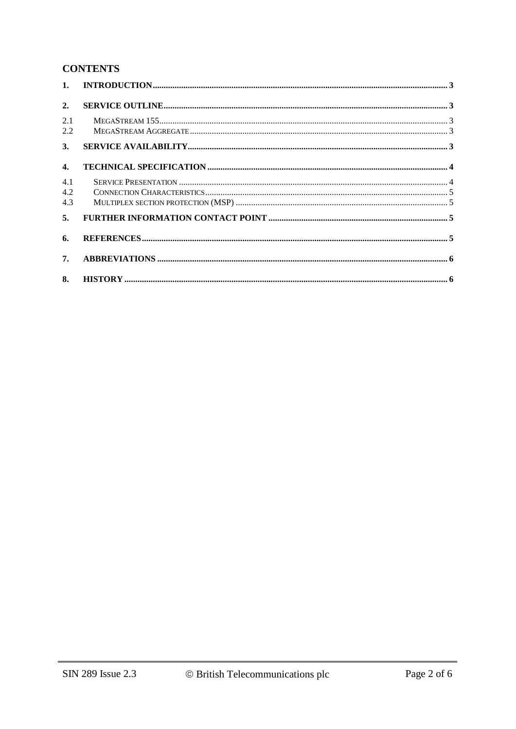## CONTENTS

| | | |
|---|---|---|
| **1.** | **INTRODUCTION** | **3** |
| **2.** | **SERVICE OUTLINE** | **3** |
| 2.1 | MEGASTREAM 155 | 3 |
| 2.2 | MEGASTREAM AGGREGATE | 3 |
| **3.** | **SERVICE AVAILABILITY** | **3** |
| **4.** | **TECHNICAL SPECIFICATION** | **4** |
| 4.1 | SERVICE PRESENTATION | 4 |
| 4.2 | CONNECTION CHARACTERISTICS | 5 |
| 4.3 | MULTIPLEX SECTION PROTECTION (MSP) | 5 |
| **5.** | **FURTHER INFORMATION CONTACT POINT** | **5** |
| **6.** | **REFERENCES** | **5** |
| **7.** | **ABBREVIATIONS** | **6** |
| **8.** | **HISTORY** | **6** |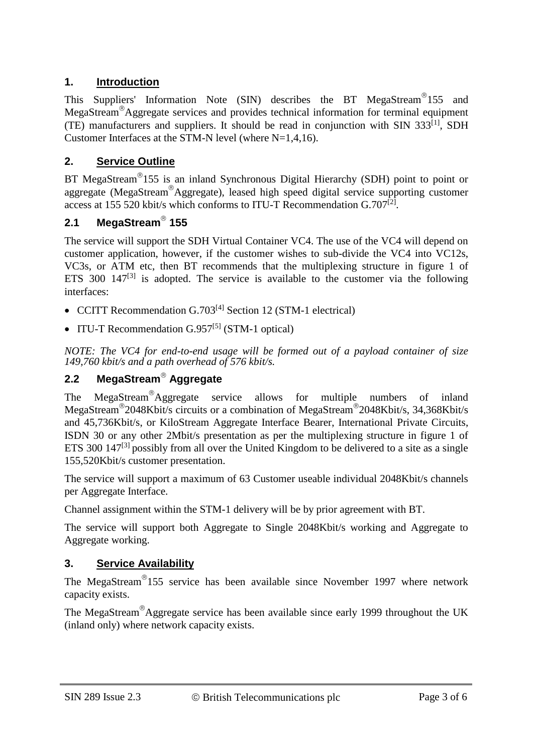## 1. Introduction

This Suppliers' Information Note (SIN) describes the BT MegaStream®155 and MegaStream®Aggregate services and provides technical information for terminal equipment (TE) manufacturers and suppliers. It should be read in conjunction with SIN 333[1], SDH Customer Interfaces at the STM-N level (where N=1,4,16).

## 2. Service Outline

BT MegaStream®155 is an inland Synchronous Digital Hierarchy (SDH) point to point or aggregate (MegaStream®Aggregate), leased high speed digital service supporting customer access at 155 520 kbit/s which conforms to ITU-T Recommendation G.707[2].

### 2.1 MegaStream® 155

The service will support the SDH Virtual Container VC4. The use of the VC4 will depend on customer application, however, if the customer wishes to sub-divide the VC4 into VC12s, VC3s, or ATM etc, then BT recommends that the multiplexing structure in figure 1 of ETS 300 147[3] is adopted. The service is available to the customer via the following interfaces:

- CCITT Recommendation G.703[4] Section 12 (STM-1 electrical)
- ITU-T Recommendation G.957[5] (STM-1 optical)

*NOTE: The VC4 for end-to-end usage will be formed out of a payload container of size 149,760 kbit/s and a path overhead of 576 kbit/s.*

### 2.2 MegaStream® Aggregate

The MegaStream®Aggregate service allows for multiple numbers of inland MegaStream®2048Kbit/s circuits or a combination of MegaStream®2048Kbit/s, 34,368Kbit/s and 45,736Kbit/s, or KiloStream Aggregate Interface Bearer, International Private Circuits, ISDN 30 or any other 2Mbit/s presentation as per the multiplexing structure in figure 1 of ETS 300 147[3] possibly from all over the United Kingdom to be delivered to a site as a single 155,520Kbit/s customer presentation.

The service will support a maximum of 63 Customer useable individual 2048Kbit/s channels per Aggregate Interface.

Channel assignment within the STM-1 delivery will be by prior agreement with BT.

The service will support both Aggregate to Single 2048Kbit/s working and Aggregate to Aggregate working.

## 3. Service Availability

The MegaStream®155 service has been available since November 1997 where network capacity exists.

The MegaStream®Aggregate service has been available since early 1999 throughout the UK (inland only) where network capacity exists.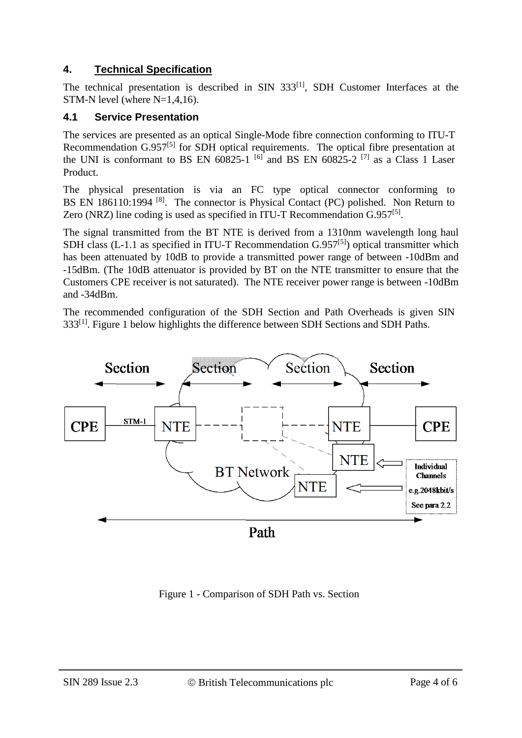## 4. Technical Specification

The technical presentation is described in SIN 333[1], SDH Customer Interfaces at the STM-N level (where N=1,4,16).

### 4.1 Service Presentation

The services are presented as an optical Single-Mode fibre connection conforming to ITU-T Recommendation G.957[5] for SDH optical requirements. The optical fibre presentation at the UNI is conformant to BS EN 60825-1 [6] and BS EN 60825-2 [7] as a Class 1 Laser Product.

The physical presentation is via an FC type optical connector conforming to BS EN 186110:1994 [8]. The connector is Physical Contact (PC) polished. Non Return to Zero (NRZ) line coding is used as specified in ITU-T Recommendation G.957[5].

The signal transmitted from the BT NTE is derived from a 1310nm wavelength long haul SDH class (L-1.1 as specified in ITU-T Recommendation G.957[5]) optical transmitter which has been attenuated by 10dB to provide a transmitted power range of between -10dBm and -15dBm. (The 10dB attenuator is provided by BT on the NTE transmitter to ensure that the Customers CPE receiver is not saturated). The NTE receiver power range is between -10dBm and -34dBm.

The recommended configuration of the SDH Section and Path Overheads is given SIN 333[1]. Figure 1 below highlights the difference between SDH Sections and SDH Paths.

Figure 1 - Comparison of SDH Path vs. Section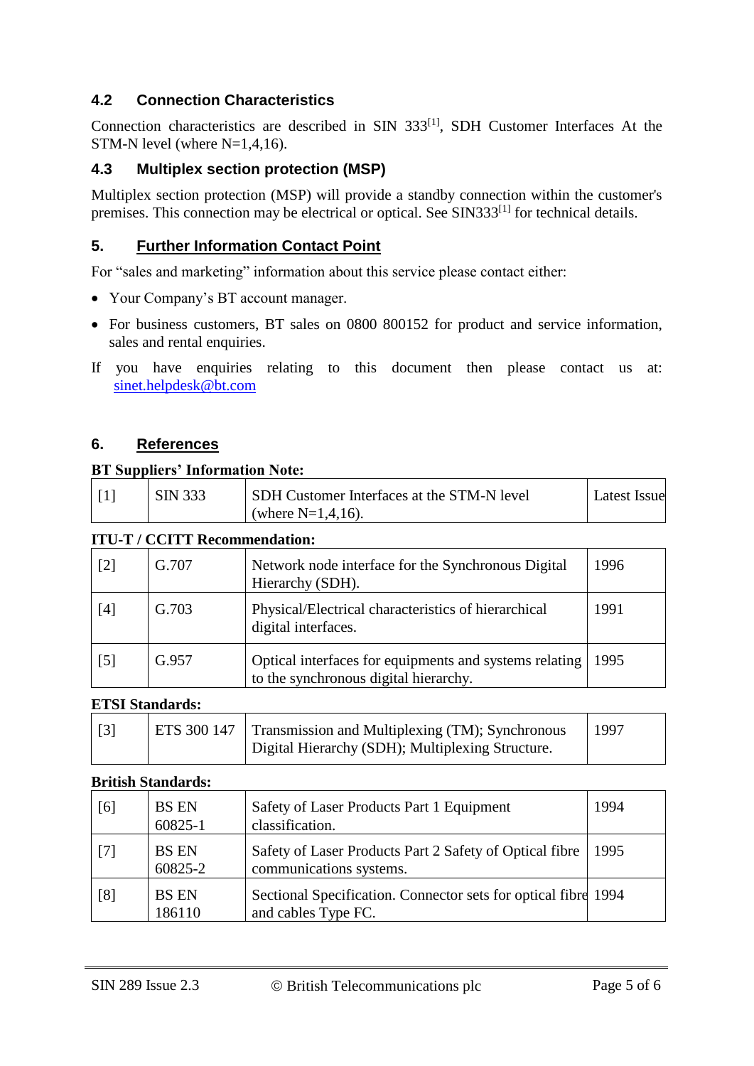### 4.2 Connection Characteristics

Connection characteristics are described in SIN 333[1], SDH Customer Interfaces At the STM-N level (where N=1,4,16).

### 4.3 Multiplex section protection (MSP)

Multiplex section protection (MSP) will provide a standby connection within the customer's premises. This connection may be electrical or optical. See SIN333[1] for technical details.

## 5. Further Information Contact Point

For "sales and marketing" information about this service please contact either:

- Your Company's BT account manager.
- For business customers, BT sales on 0800 800152 for product and service information, sales and rental enquiries.

If you have enquiries relating to this document then please contact us at: sinet.helpdesk@bt.com

## 6. References

**BT Suppliers' Information Note:**

| | | | |
|---|---|---|---|
| [1] | SIN 333 | SDH Customer Interfaces at the STM-N level (where N=1,4,16). | Latest Issue |

**ITU-T / CCITT Recommendation:**

| | | | |
|---|---|---|---|
| [2] | G.707 | Network node interface for the Synchronous Digital Hierarchy (SDH). | 1996 |
| [4] | G.703 | Physical/Electrical characteristics of hierarchical digital interfaces. | 1991 |
| [5] | G.957 | Optical interfaces for equipments and systems relating to the synchronous digital hierarchy. | 1995 |

**ETSI Standards:**

| | | | |
|---|---|---|---|
| [3] | ETS 300 147 | Transmission and Multiplexing (TM); Synchronous Digital Hierarchy (SDH); Multiplexing Structure. | 1997 |

**British Standards:**

| | | | |
|---|---|---|---|
| [6] | BS EN 60825-1 | Safety of Laser Products Part 1 Equipment classification. | 1994 |
| [7] | BS EN 60825-2 | Safety of Laser Products Part 2 Safety of Optical fibre communications systems. | 1995 |
| [8] | BS EN 186110 | Sectional Specification. Connector sets for optical fibre and cables Type FC. | 1994 |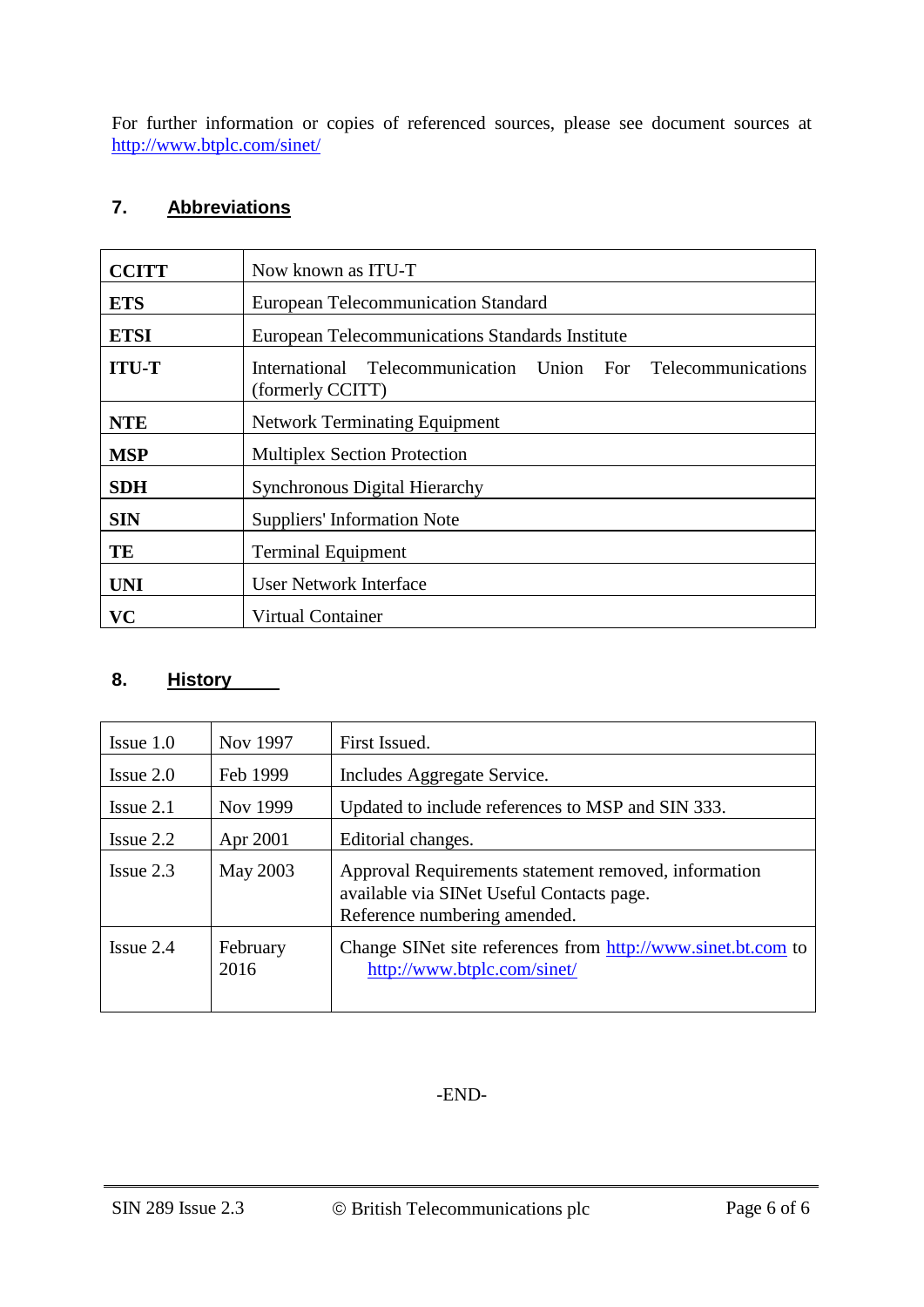For further information or copies of referenced sources, please see document sources at http://www.btplc.com/sinet/

## 7. Abbreviations

| | |
|---|---|
| **CCITT** | Now known as ITU-T |
| **ETS** | European Telecommunication Standard |
| **ETSI** | European Telecommunications Standards Institute |
| **ITU-T** | International Telecommunication Union For Telecommunications (formerly CCITT) |
| **NTE** | Network Terminating Equipment |
| **MSP** | Multiplex Section Protection |
| **SDH** | Synchronous Digital Hierarchy |
| **SIN** | Suppliers' Information Note |
| **TE** | Terminal Equipment |
| **UNI** | User Network Interface |
| **VC** | Virtual Container |

## 8. History

| | | |
|---|---|---|
| Issue 1.0 | Nov 1997 | First Issued. |
| Issue 2.0 | Feb 1999 | Includes Aggregate Service. |
| Issue 2.1 | Nov 1999 | Updated to include references to MSP and SIN 333. |
| Issue 2.2 | Apr 2001 | Editorial changes. |
| Issue 2.3 | May 2003 | Approval Requirements statement removed, information available via SINet Useful Contacts page.<br>Reference numbering amended. |
| Issue 2.4 | February 2016 | Change SINet site references from http://www.sinet.bt.com to http://www.btplc.com/sinet/ |

-END-